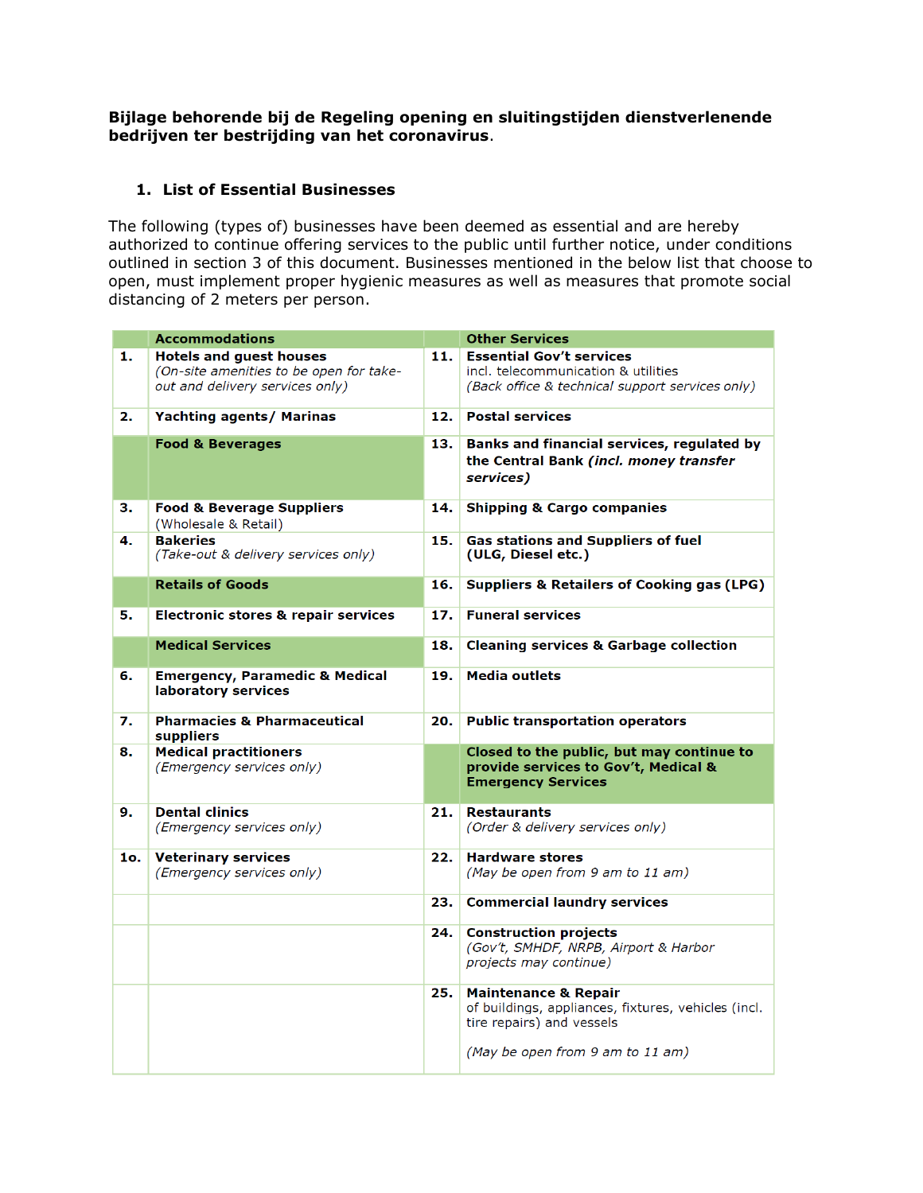**Bijlage behorende bij de Regeling opening en sluitingstijden dienstverlenende bedrijven ter bestrijding van het coronavirus.**

## 1. List of Essential Businesses

The following (types of) businesses have been deemed as essential and are hereby authorized to continue offering services to the public until further notice, under conditions outlined in section 3 of this document. Businesses mentioned in the below list that choose to open, must implement proper hygienic measures as well as measures that promote social distancing of 2 meters per person.

| | **Accommodations** | | **Other Services** |
|---|---|---|---|
| **1.** | **Hotels and guest houses** *(On-site amenities to be open for take-out and delivery services only)* | **11.** | **Essential Gov't services** incl. telecommunication & utilities *(Back office & technical support services only)* |
| **2.** | **Yachting agents/ Marinas** | **12.** | **Postal services** |
| | **Food & Beverages** | **13.** | **Banks and financial services, regulated by the Central Bank *(incl. money transfer services)*** |
| **3.** | **Food & Beverage Suppliers** (Wholesale & Retail) | **14.** | **Shipping & Cargo companies** |
| **4.** | **Bakeries** *(Take-out & delivery services only)* | **15.** | **Gas stations and Suppliers of fuel (ULG, Diesel etc.)** |
| | **Retails of Goods** | **16.** | **Suppliers & Retailers of Cooking gas (LPG)** |
| **5.** | **Electronic stores & repair services** | **17.** | **Funeral services** |
| | **Medical Services** | **18.** | **Cleaning services & Garbage collection** |
| **6.** | **Emergency, Paramedic & Medical laboratory services** | **19.** | **Media outlets** |
| **7.** | **Pharmacies & Pharmaceutical suppliers** | **20.** | **Public transportation operators** |
| **8.** | **Medical practitioners** *(Emergency services only)* | | **Closed to the public, but may continue to provide services to Gov't, Medical & Emergency Services** |
| **9.** | **Dental clinics** *(Emergency services only)* | **21.** | **Restaurants** *(Order & delivery services only)* |
| **1o.** | **Veterinary services** *(Emergency services only)* | **22.** | **Hardware stores** *(May be open from 9 am to 11 am)* |
| | | **23.** | **Commercial laundry services** |
| | | **24.** | **Construction projects** *(Gov't, SMHDF, NRPB, Airport & Harbor projects may continue)* |
| | | **25.** | **Maintenance & Repair** of buildings, appliances, fixtures, vehicles (incl. tire repairs) and vessels *(May be open from 9 am to 11 am)* |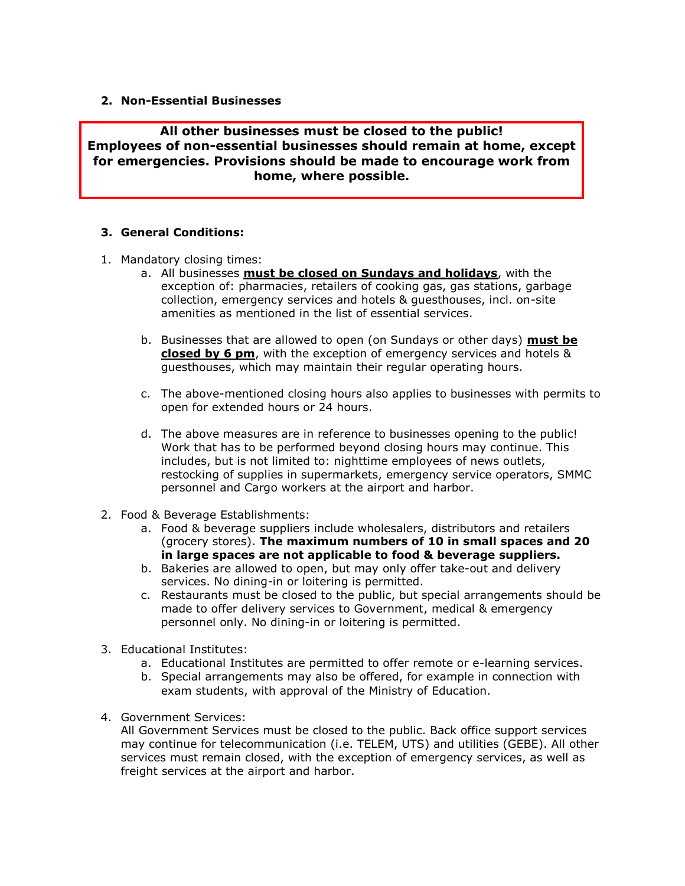## 2. Non-Essential Businesses

**All other businesses must be closed to the public!**
**Employees of non-essential businesses should remain at home, except for emergencies. Provisions should be made to encourage work from home, where possible.**

## 3. General Conditions:

1. Mandatory closing times:
   a. All businesses **must be closed on Sundays and holidays**, with the exception of: pharmacies, retailers of cooking gas, gas stations, garbage collection, emergency services and hotels & guesthouses, incl. on-site amenities as mentioned in the list of essential services.

   b. Businesses that are allowed to open (on Sundays or other days) **must be closed by 6 pm**, with the exception of emergency services and hotels & guesthouses, which may maintain their regular operating hours.

   c. The above-mentioned closing hours also applies to businesses with permits to open for extended hours or 24 hours.

   d. The above measures are in reference to businesses opening to the public! Work that has to be performed beyond closing hours may continue. This includes, but is not limited to: nighttime employees of news outlets, restocking of supplies in supermarkets, emergency service operators, SMMC personnel and Cargo workers at the airport and harbor.

2. Food & Beverage Establishments:
   a. Food & beverage suppliers include wholesalers, distributors and retailers (grocery stores). **The maximum numbers of 10 in small spaces and 20 in large spaces are not applicable to food & beverage suppliers.**
   b. Bakeries are allowed to open, but may only offer take-out and delivery services. No dining-in or loitering is permitted.
   c. Restaurants must be closed to the public, but special arrangements should be made to offer delivery services to Government, medical & emergency personnel only. No dining-in or loitering is permitted.

3. Educational Institutes:
   a. Educational Institutes are permitted to offer remote or e-learning services.
   b. Special arrangements may also be offered, for example in connection with exam students, with approval of the Ministry of Education.

4. Government Services:
   All Government Services must be closed to the public. Back office support services may continue for telecommunication (i.e. TELEM, UTS) and utilities (GEBE). All other services must remain closed, with the exception of emergency services, as well as freight services at the airport and harbor.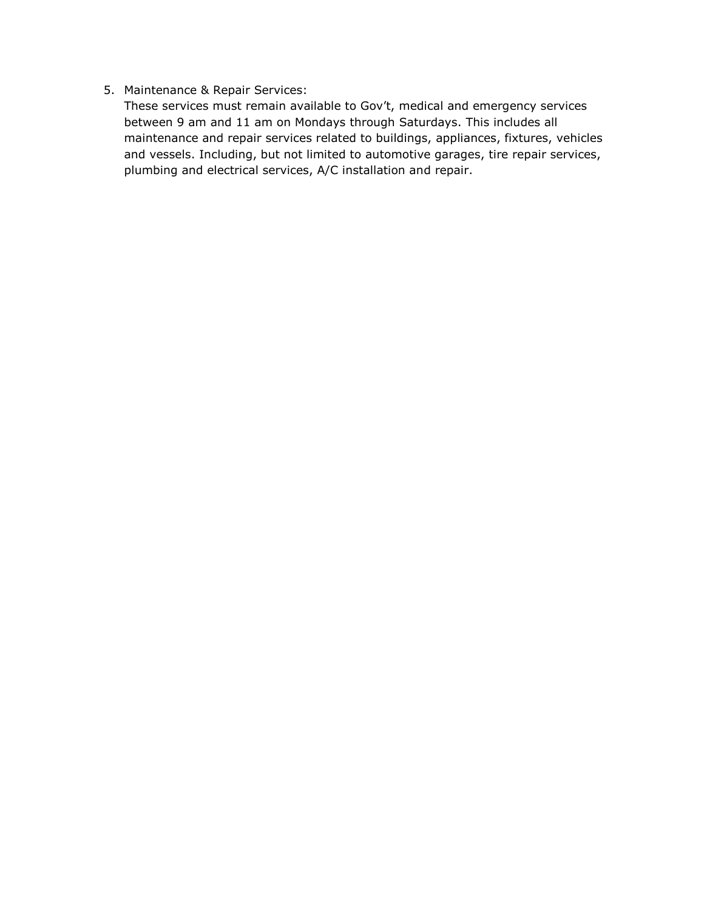5. Maintenance & Repair Services:
   These services must remain available to Gov't, medical and emergency services between 9 am and 11 am on Mondays through Saturdays. This includes all maintenance and repair services related to buildings, appliances, fixtures, vehicles and vessels. Including, but not limited to automotive garages, tire repair services, plumbing and electrical services, A/C installation and repair.